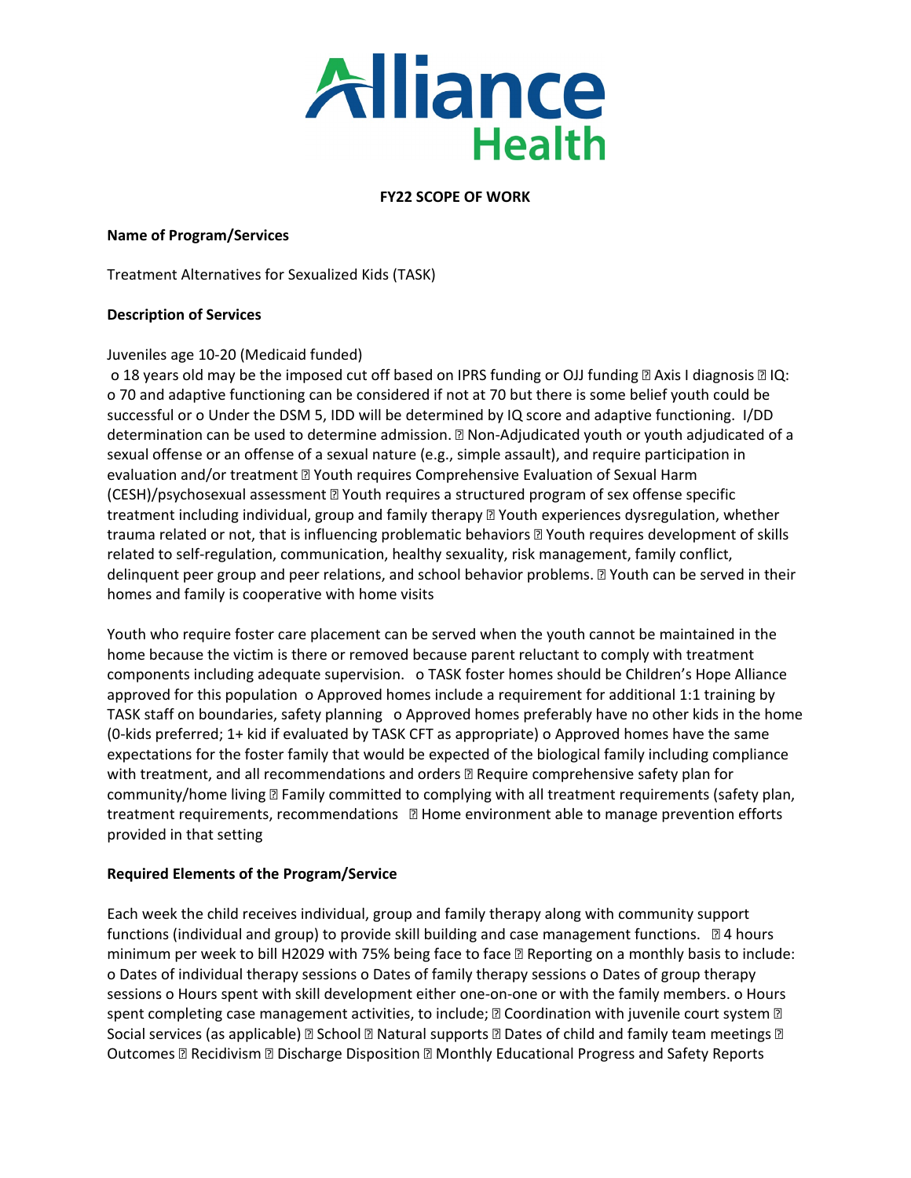Alliance Health

**FY22 SCOPE OF WORK**

**Name of Program/Services**

Treatment Alternatives for Sexualized Kids (TASK)

**Description of Services**

Juveniles age 10-20 (Medicaid funded)
o 18 years old may be the imposed cut off based on IPRS funding or OJJ funding  Axis I diagnosis  IQ: o 70 and adaptive functioning can be considered if not at 70 but there is some belief youth could be successful or o Under the DSM 5, IDD will be determined by IQ score and adaptive functioning. I/DD determination can be used to determine admission.  Non-Adjudicated youth or youth adjudicated of a sexual offense or an offense of a sexual nature (e.g., simple assault), and require participation in evaluation and/or treatment  Youth requires Comprehensive Evaluation of Sexual Harm (CESH)/psychosexual assessment  Youth requires a structured program of sex offense specific treatment including individual, group and family therapy  Youth experiences dysregulation, whether trauma related or not, that is influencing problematic behaviors  Youth requires development of skills related to self-regulation, communication, healthy sexuality, risk management, family conflict, delinquent peer group and peer relations, and school behavior problems.  Youth can be served in their homes and family is cooperative with home visits

Youth who require foster care placement can be served when the youth cannot be maintained in the home because the victim is there or removed because parent reluctant to comply with treatment components including adequate supervision. o TASK foster homes should be Children's Hope Alliance approved for this population o Approved homes include a requirement for additional 1:1 training by TASK staff on boundaries, safety planning o Approved homes preferably have no other kids in the home (0-kids preferred; 1+ kid if evaluated by TASK CFT as appropriate) o Approved homes have the same expectations for the foster family that would be expected of the biological family including compliance with treatment, and all recommendations and orders  Require comprehensive safety plan for community/home living  Family committed to complying with all treatment requirements (safety plan, treatment requirements, recommendations  Home environment able to manage prevention efforts provided in that setting

**Required Elements of the Program/Service**

Each week the child receives individual, group and family therapy along with community support functions (individual and group) to provide skill building and case management functions.  4 hours minimum per week to bill H2029 with 75% being face to face  Reporting on a monthly basis to include: o Dates of individual therapy sessions o Dates of family therapy sessions o Dates of group therapy sessions o Hours spent with skill development either one-on-one or with the family members. o Hours spent completing case management activities, to include;  Coordination with juvenile court system  Social services (as applicable)  School  Natural supports  Dates of child and family team meetings  Outcomes  Recidivism  Discharge Disposition  Monthly Educational Progress and Safety Reports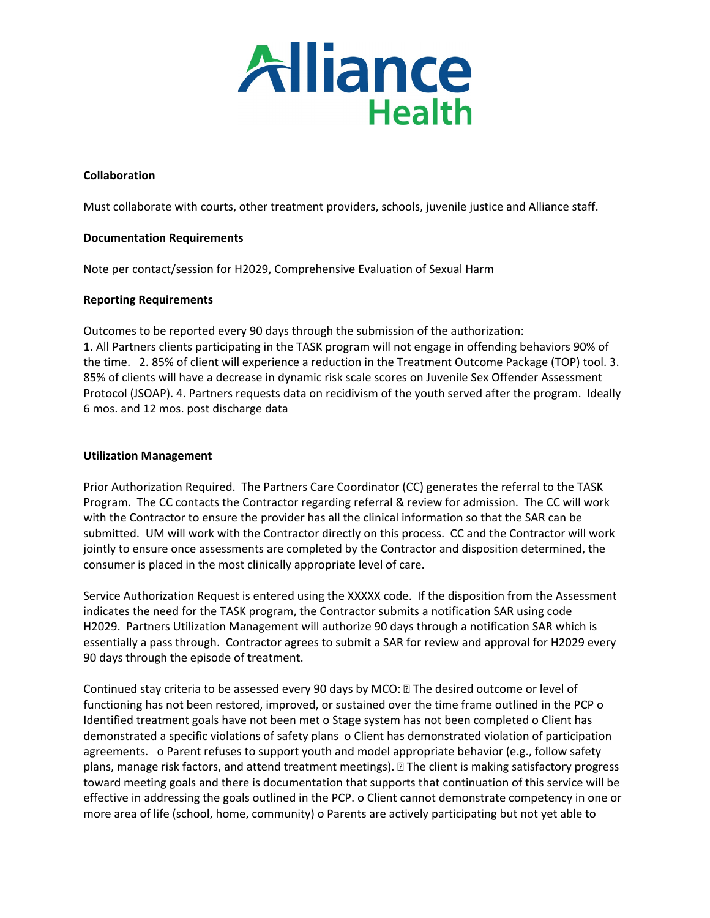**Collaboration**

Must collaborate with courts, other treatment providers, schools, juvenile justice and Alliance staff.

**Documentation Requirements**

Note per contact/session for H2029, Comprehensive Evaluation of Sexual Harm

**Reporting Requirements**

Outcomes to be reported every 90 days through the submission of the authorization:
1. All Partners clients participating in the TASK program will not engage in offending behaviors 90% of the time. 2. 85% of client will experience a reduction in the Treatment Outcome Package (TOP) tool. 3. 85% of clients will have a decrease in dynamic risk scale scores on Juvenile Sex Offender Assessment Protocol (JSOAP). 4. Partners requests data on recidivism of the youth served after the program. Ideally 6 mos. and 12 mos. post discharge data

**Utilization Management**

Prior Authorization Required. The Partners Care Coordinator (CC) generates the referral to the TASK Program. The CC contacts the Contractor regarding referral & review for admission. The CC will work with the Contractor to ensure the provider has all the clinical information so that the SAR can be submitted. UM will work with the Contractor directly on this process. CC and the Contractor will work jointly to ensure once assessments are completed by the Contractor and disposition determined, the consumer is placed in the most clinically appropriate level of care.

Service Authorization Request is entered using the XXXXX code. If the disposition from the Assessment indicates the need for the TASK program, the Contractor submits a notification SAR using code H2029. Partners Utilization Management will authorize 90 days through a notification SAR which is essentially a pass through. Contractor agrees to submit a SAR for review and approval for H2029 every 90 days through the episode of treatment.

Continued stay criteria to be assessed every 90 days by MCO:  The desired outcome or level of functioning has not been restored, improved, or sustained over the time frame outlined in the PCP o Identified treatment goals have not been met o Stage system has not been completed o Client has demonstrated a specific violations of safety plans o Client has demonstrated violation of participation agreements. o Parent refuses to support youth and model appropriate behavior (e.g., follow safety plans, manage risk factors, and attend treatment meetings).  The client is making satisfactory progress toward meeting goals and there is documentation that supports that continuation of this service will be effective in addressing the goals outlined in the PCP. o Client cannot demonstrate competency in one or more area of life (school, home, community) o Parents are actively participating but not yet able to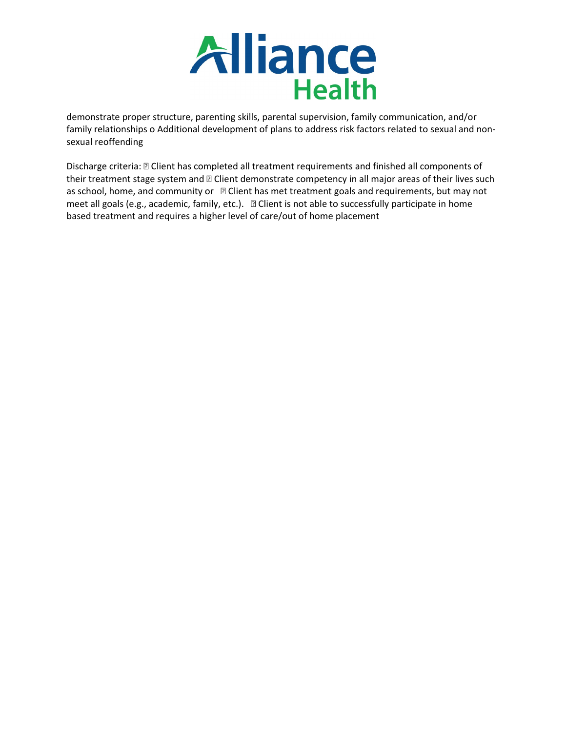demonstrate proper structure, parenting skills, parental supervision, family communication, and/or family relationships o Additional development of plans to address risk factors related to sexual and non-sexual reoffending

Discharge criteria:  Client has completed all treatment requirements and finished all components of their treatment stage system and  Client demonstrate competency in all major areas of their lives such as school, home, and community or  Client has met treatment goals and requirements, but may not meet all goals (e.g., academic, family, etc.).  Client is not able to successfully participate in home based treatment and requires a higher level of care/out of home placement